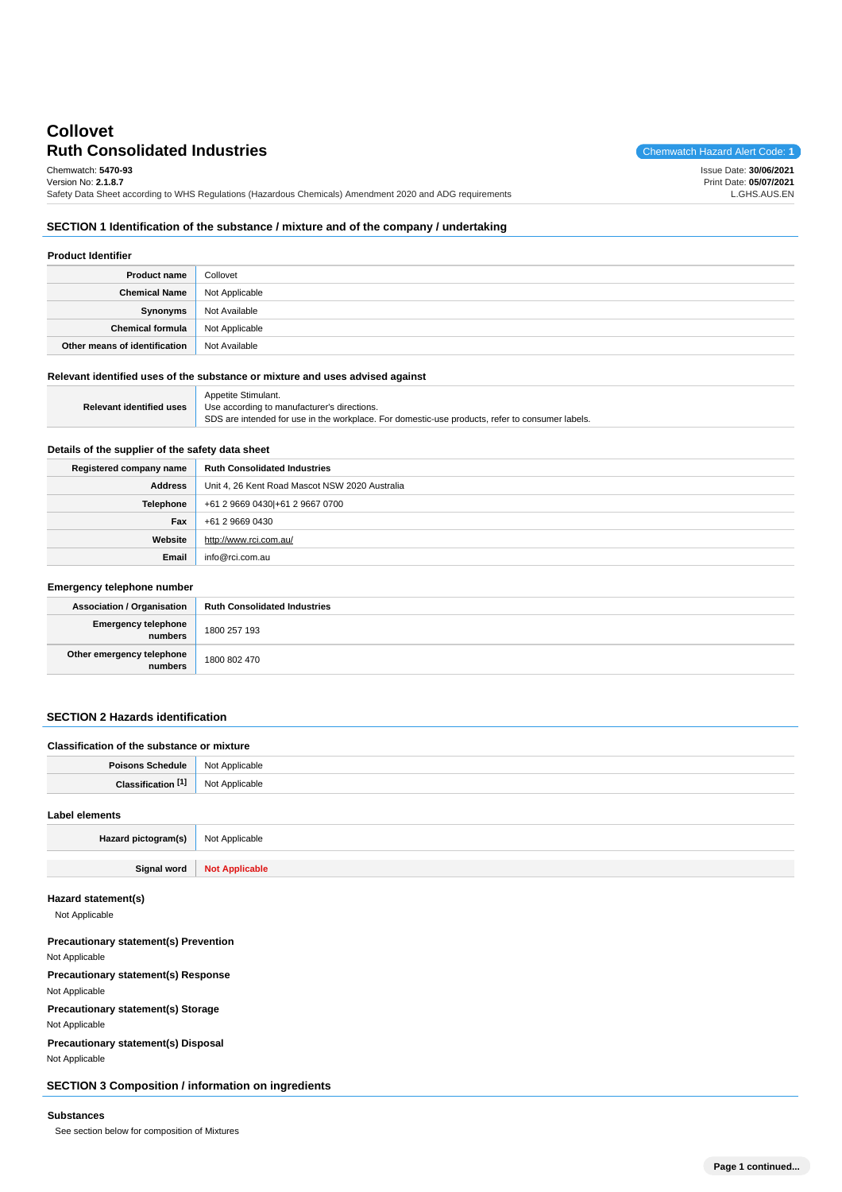# Collovet
# Ruth Consolidated Industries

Chemwatch Hazard Alert Code: **1**

Chemwatch: **5470-93**
Version No: **2.1.8.7**
Safety Data Sheet according to WHS Regulations (Hazardous Chemicals) Amendment 2020 and ADG requirements

Issue Date: **30/06/2021**
Print Date: **05/07/2021**
L.GHS.AUS.EN

## SECTION 1 Identification of the substance / mixture and of the company / undertaking

### Product Identifier

| | |
|---|---|
| **Product name** | Collovet |
| **Chemical Name** | Not Applicable |
| **Synonyms** | Not Available |
| **Chemical formula** | Not Applicable |
| **Other means of identification** | Not Available |

### Relevant identified uses of the substance or mixture and uses advised against

| | |
|---|---|
| **Relevant identified uses** | Appetite Stimulant.<br>Use according to manufacturer's directions.<br>SDS are intended for use in the workplace. For domestic-use products, refer to consumer labels. |

### Details of the supplier of the safety data sheet

| | |
|---|---|
| **Registered company name** | **Ruth Consolidated Industries** |
| **Address** | Unit 4, 26 Kent Road Mascot NSW 2020 Australia |
| **Telephone** | +61 2 9669 0430\|+61 2 9667 0700 |
| **Fax** | +61 2 9669 0430 |
| **Website** | http://www.rci.com.au/ |
| **Email** | info@rci.com.au |

### Emergency telephone number

| | |
|---|---|
| **Association / Organisation** | **Ruth Consolidated Industries** |
| **Emergency telephone numbers** | 1800 257 193 |
| **Other emergency telephone numbers** | 1800 802 470 |

## SECTION 2 Hazards identification

### Classification of the substance or mixture

| | |
|---|---|
| **Poisons Schedule** | Not Applicable |
| **Classification [1]** | Not Applicable |

### Label elements

| | |
|---|---|
| **Hazard pictogram(s)** | Not Applicable |
| **Signal word** | **Not Applicable** |

### Hazard statement(s)

Not Applicable

### Precautionary statement(s) Prevention

Not Applicable

### Precautionary statement(s) Response

Not Applicable

### Precautionary statement(s) Storage

Not Applicable

### Precautionary statement(s) Disposal

Not Applicable

## SECTION 3 Composition / information on ingredients

### Substances

See section below for composition of Mixtures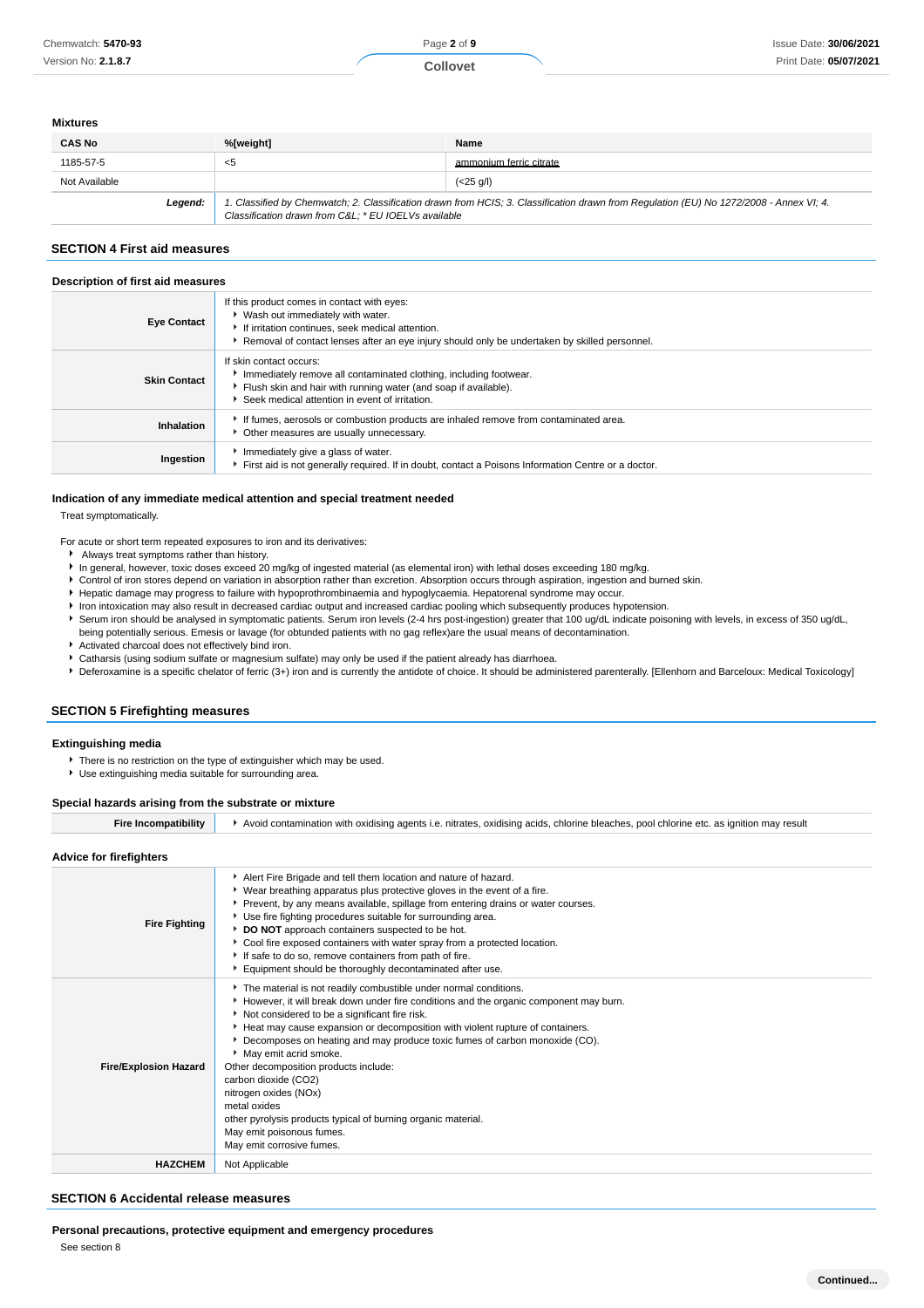### Mixtures

| CAS No | %[weight] | Name |
|---|---|---|
| 1185-57-5 | <5 | ammonium ferric citrate |
| Not Available | | (<25 g/l) |
| ***Legend:*** | *1. Classified by Chemwatch; 2. Classification drawn from HCIS; 3. Classification drawn from Regulation (EU) No 1272/2008 - Annex VI; 4. Classification drawn from C&L; * EU IOELVs available* | |

## SECTION 4 First aid measures

### Description of first aid measures

| | |
|---|---|
| **Eye Contact** | If this product comes in contact with eyes:<br>▸ Wash out immediately with water.<br>▸ If irritation continues, seek medical attention.<br>▸ Removal of contact lenses after an eye injury should only be undertaken by skilled personnel. |
| **Skin Contact** | If skin contact occurs:<br>▸ Immediately remove all contaminated clothing, including footwear.<br>▸ Flush skin and hair with running water (and soap if available).<br>▸ Seek medical attention in event of irritation. |
| **Inhalation** | ▸ If fumes, aerosols or combustion products are inhaled remove from contaminated area.<br>▸ Other measures are usually unnecessary. |
| **Ingestion** | ▸ Immediately give a glass of water.<br>▸ First aid is not generally required. If in doubt, contact a Poisons Information Centre or a doctor. |

### Indication of any immediate medical attention and special treatment needed

Treat symptomatically.

For acute or short term repeated exposures to iron and its derivatives:

- Always treat symptoms rather than history.
- In general, however, toxic doses exceed 20 mg/kg of ingested material (as elemental iron) with lethal doses exceeding 180 mg/kg.
- Control of iron stores depend on variation in absorption rather than excretion. Absorption occurs through aspiration, ingestion and burned skin.
- Hepatic damage may progress to failure with hypoprothrombinaemia and hypoglycaemia. Hepatorenal syndrome may occur.
- Iron intoxication may also result in decreased cardiac output and increased cardiac pooling which subsequently produces hypotension.
- Serum iron should be analysed in symptomatic patients. Serum iron levels (2-4 hrs post-ingestion) greater that 100 ug/dL indicate poisoning with levels, in excess of 350 ug/dL, being potentially serious. Emesis or lavage (for obtunded patients with no gag reflex)are the usual means of decontamination.
- Activated charcoal does not effectively bind iron.
- Catharsis (using sodium sulfate or magnesium sulfate) may only be used if the patient already has diarrhoea.
- Deferoxamine is a specific chelator of ferric (3+) iron and is currently the antidote of choice. It should be administered parenterally. [Ellenhorn and Barceloux: Medical Toxicology]

## SECTION 5 Firefighting measures

### Extinguishing media

- There is no restriction on the type of extinguisher which may be used.
- Use extinguishing media suitable for surrounding area.

### Special hazards arising from the substrate or mixture

| | |
|---|---|
| **Fire Incompatibility** | ▸ Avoid contamination with oxidising agents i.e. nitrates, oxidising acids, chlorine bleaches, pool chlorine etc. as ignition may result |

### Advice for firefighters

| | |
|---|---|
| **Fire Fighting** | ▸ Alert Fire Brigade and tell them location and nature of hazard.<br>▸ Wear breathing apparatus plus protective gloves in the event of a fire.<br>▸ Prevent, by any means available, spillage from entering drains or water courses.<br>▸ Use fire fighting procedures suitable for surrounding area.<br>▸ **DO NOT** approach containers suspected to be hot.<br>▸ Cool fire exposed containers with water spray from a protected location.<br>▸ If safe to do so, remove containers from path of fire.<br>▸ Equipment should be thoroughly decontaminated after use. |
| **Fire/Explosion Hazard** | ▸ The material is not readily combustible under normal conditions.<br>▸ However, it will break down under fire conditions and the organic component may burn.<br>▸ Not considered to be a significant fire risk.<br>▸ Heat may cause expansion or decomposition with violent rupture of containers.<br>▸ Decomposes on heating and may produce toxic fumes of carbon monoxide (CO).<br>▸ May emit acrid smoke.<br>Other decomposition products include:<br>carbon dioxide ($CO_2$)<br>nitrogen oxides ($NO_x$)<br>metal oxides<br>other pyrolysis products typical of burning organic material.<br>May emit poisonous fumes.<br>May emit corrosive fumes. |
| **HAZCHEM** | Not Applicable |

## SECTION 6 Accidental release measures

### Personal precautions, protective equipment and emergency procedures

See section 8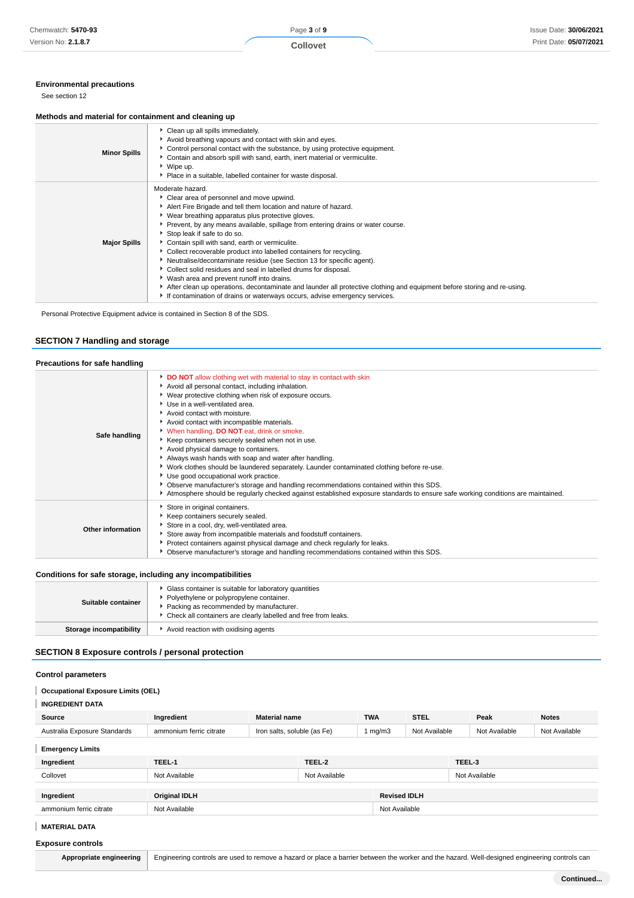### Environmental precautions

See section 12

### Methods and material for containment and cleaning up

| | |
|---|---|
| **Minor Spills** | Clean up all spills immediately.<br>Avoid breathing vapours and contact with skin and eyes.<br>Control personal contact with the substance, by using protective equipment.<br>Contain and absorb spill with sand, earth, inert material or vermiculite.<br>Wipe up.<br>Place in a suitable, labelled container for waste disposal. |
| **Major Spills** | Moderate hazard.<br>Clear area of personnel and move upwind.<br>Alert Fire Brigade and tell them location and nature of hazard.<br>Wear breathing apparatus plus protective gloves.<br>Prevent, by any means available, spillage from entering drains or water course.<br>Stop leak if safe to do so.<br>Contain spill with sand, earth or vermiculite.<br>Collect recoverable product into labelled containers for recycling.<br>Neutralise/decontaminate residue (see Section 13 for specific agent).<br>Collect solid residues and seal in labelled drums for disposal.<br>Wash area and prevent runoff into drains.<br>After clean up operations, decontaminate and launder all protective clothing and equipment before storing and re-using.<br>If contamination of drains or waterways occurs, advise emergency services. |

Personal Protective Equipment advice is contained in Section 8 of the SDS.

## SECTION 7 Handling and storage

### Precautions for safe handling

| | |
|---|---|
| **Safe handling** | **DO NOT** allow clothing wet with material to stay in contact with skin<br>Avoid all personal contact, including inhalation.<br>Wear protective clothing when risk of exposure occurs.<br>Use in a well-ventilated area.<br>Avoid contact with moisture.<br>Avoid contact with incompatible materials.<br>When handling, **DO NOT** eat, drink or smoke.<br>Keep containers securely sealed when not in use.<br>Avoid physical damage to containers.<br>Always wash hands with soap and water after handling.<br>Work clothes should be laundered separately. Launder contaminated clothing before re-use.<br>Use good occupational work practice.<br>Observe manufacturer's storage and handling recommendations contained within this SDS.<br>Atmosphere should be regularly checked against established exposure standards to ensure safe working conditions are maintained. |
| **Other information** | Store in original containers.<br>Keep containers securely sealed.<br>Store in a cool, dry, well-ventilated area.<br>Store away from incompatible materials and foodstuff containers.<br>Protect containers against physical damage and check regularly for leaks.<br>Observe manufacturer's storage and handling recommendations contained within this SDS. |

### Conditions for safe storage, including any incompatibilities

| | |
|---|---|
| **Suitable container** | Glass container is suitable for laboratory quantities<br>Polyethylene or polypropylene container.<br>Packing as recommended by manufacturer.<br>Check all containers are clearly labelled and free from leaks. |
| **Storage incompatibility** | Avoid reaction with oxidising agents |

## SECTION 8 Exposure controls / personal protection

### Control parameters

#### Occupational Exposure Limits (OEL)

#### INGREDIENT DATA

| Source | Ingredient | Material name | TWA | STEL | Peak | Notes |
|---|---|---|---|---|---|---|
| Australia Exposure Standards | ammonium ferric citrate | Iron salts, soluble (as Fe) | 1 mg/m3 | Not Available | Not Available | Not Available |

#### Emergency Limits

| Ingredient | TEEL-1 | TEEL-2 | TEEL-3 |
|---|---|---|---|
| Collovet | Not Available | Not Available | Not Available |

| Ingredient | Original IDLH | Revised IDLH |
|---|---|---|
| ammonium ferric citrate | Not Available | Not Available |

#### MATERIAL DATA

### Exposure controls

| | |
|---|---|
| **Appropriate engineering** | Engineering controls are used to remove a hazard or place a barrier between the worker and the hazard. Well-designed engineering controls can |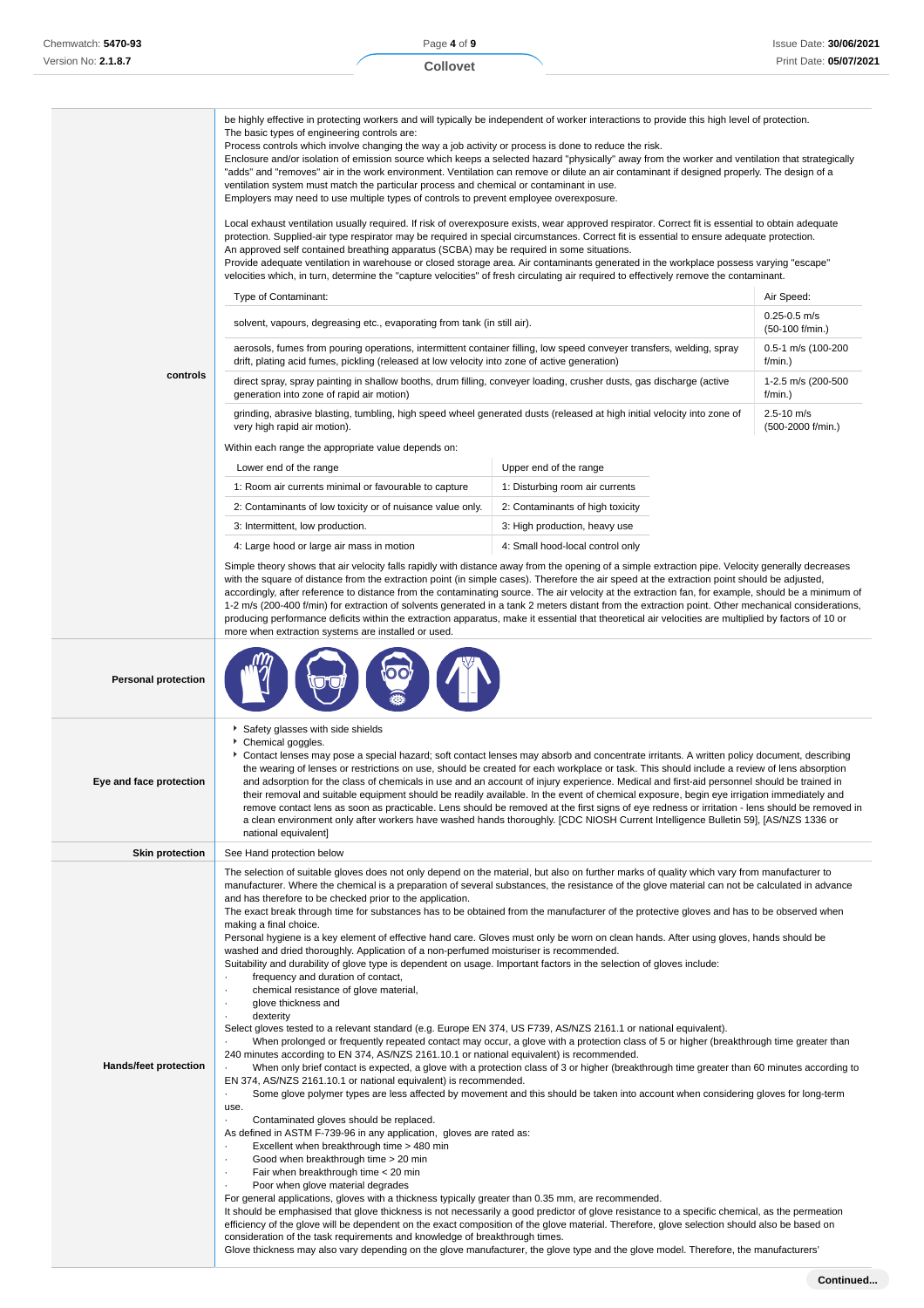**controls**

be highly effective in protecting workers and will typically be independent of worker interactions to provide this high level of protection.
The basic types of engineering controls are:
Process controls which involve changing the way a job activity or process is done to reduce the risk.
Enclosure and/or isolation of emission source which keeps a selected hazard "physically" away from the worker and ventilation that strategically "adds" and "removes" air in the work environment. Ventilation can remove or dilute an air contaminant if designed properly. The design of a ventilation system must match the particular process and chemical or contaminant in use.
Employers may need to use multiple types of controls to prevent employee overexposure.

Local exhaust ventilation usually required. If risk of overexposure exists, wear approved respirator. Correct fit is essential to obtain adequate protection. Supplied-air type respirator may be required in special circumstances. Correct fit is essential to ensure adequate protection.
An approved self contained breathing apparatus (SCBA) may be required in some situations.
Provide adequate ventilation in warehouse or closed storage area. Air contaminants generated in the workplace possess varying "escape" velocities which, in turn, determine the "capture velocities" of fresh circulating air required to effectively remove the contaminant.

| Type of Contaminant: | Air Speed: |
|---|---|
| solvent, vapours, degreasing etc., evaporating from tank (in still air). | 0.25-0.5 m/s (50-100 f/min.) |
| aerosols, fumes from pouring operations, intermittent container filling, low speed conveyer transfers, welding, spray drift, plating acid fumes, pickling (released at low velocity into zone of active generation) | 0.5-1 m/s (100-200 f/min.) |
| direct spray, spray painting in shallow booths, drum filling, conveyer loading, crusher dusts, gas discharge (active generation into zone of rapid air motion) | 1-2.5 m/s (200-500 f/min.) |
| grinding, abrasive blasting, tumbling, high speed wheel generated dusts (released at high initial velocity into zone of very high rapid air motion). | 2.5-10 m/s (500-2000 f/min.) |

Within each range the appropriate value depends on:

| Lower end of the range | Upper end of the range |
|---|---|
| 1: Room air currents minimal or favourable to capture | 1: Disturbing room air currents |
| 2: Contaminants of low toxicity or of nuisance value only. | 2: Contaminants of high toxicity |
| 3: Intermittent, low production. | 3: High production, heavy use |
| 4: Large hood or large air mass in motion | 4: Small hood-local control only |

Simple theory shows that air velocity falls rapidly with distance away from the opening of a simple extraction pipe. Velocity generally decreases with the square of distance from the extraction point (in simple cases). Therefore the air speed at the extraction point should be adjusted, accordingly, after reference to distance from the contaminating source. The air velocity at the extraction fan, for example, should be a minimum of 1-2 m/s (200-400 f/min) for extraction of solvents generated in a tank 2 meters distant from the extraction point. Other mechanical considerations, producing performance deficits within the extraction apparatus, make it essential that theoretical air velocities are multiplied by factors of 10 or more when extraction systems are installed or used.

**Personal protection**

**Eye and face protection**

- Safety glasses with side shields
- Chemical goggles.
- Contact lenses may pose a special hazard; soft contact lenses may absorb and concentrate irritants. A written policy document, describing the wearing of lenses or restrictions on use, should be created for each workplace or task. This should include a review of lens absorption and adsorption for the class of chemicals in use and an account of injury experience. Medical and first-aid personnel should be trained in their removal and suitable equipment should be readily available. In the event of chemical exposure, begin eye irrigation immediately and remove contact lens as soon as practicable. Lens should be removed at the first signs of eye redness or irritation - lens should be removed in a clean environment only after workers have washed hands thoroughly. [CDC NIOSH Current Intelligence Bulletin 59], [AS/NZS 1336 or national equivalent]

**Skin protection**

See Hand protection below

**Hands/feet protection**

The selection of suitable gloves does not only depend on the material, but also on further marks of quality which vary from manufacturer to manufacturer. Where the chemical is a preparation of several substances, the resistance of the glove material can not be calculated in advance and has therefore to be checked prior to the application.
The exact break through time for substances has to be obtained from the manufacturer of the protective gloves and has to be observed when making a final choice.
Personal hygiene is a key element of effective hand care. Gloves must only be worn on clean hands. After using gloves, hands should be washed and dried thoroughly. Application of a non-perfumed moisturiser is recommended.
Suitability and durability of glove type is dependent on usage. Important factors in the selection of gloves include:

- frequency and duration of contact,
- chemical resistance of glove material,
- glove thickness and
- dexterity

Select gloves tested to a relevant standard (e.g. Europe EN 374, US F739, AS/NZS 2161.1 or national equivalent).

- When prolonged or frequently repeated contact may occur, a glove with a protection class of 5 or higher (breakthrough time greater than 240 minutes according to EN 374, AS/NZS 2161.10.1 or national equivalent) is recommended.
- When only brief contact is expected, a glove with a protection class of 3 or higher (breakthrough time greater than 60 minutes according to EN 374, AS/NZS 2161.10.1 or national equivalent) is recommended.
- Some glove polymer types are less affected by movement and this should be taken into account when considering gloves for long-term use.
- Contaminated gloves should be replaced.

As defined in ASTM F-739-96 in any application, gloves are rated as:

- Excellent when breakthrough time > 480 min
- Good when breakthrough time > 20 min
- Fair when breakthrough time < 20 min
- Poor when glove material degrades

For general applications, gloves with a thickness typically greater than 0.35 mm, are recommended.
It should be emphasised that glove thickness is not necessarily a good predictor of glove resistance to a specific chemical, as the permeation efficiency of the glove will be dependent on the exact composition of the glove material. Therefore, glove selection should also be based on consideration of the task requirements and knowledge of breakthrough times.
Glove thickness may also vary depending on the glove manufacturer, the glove type and the glove model. Therefore, the manufacturers'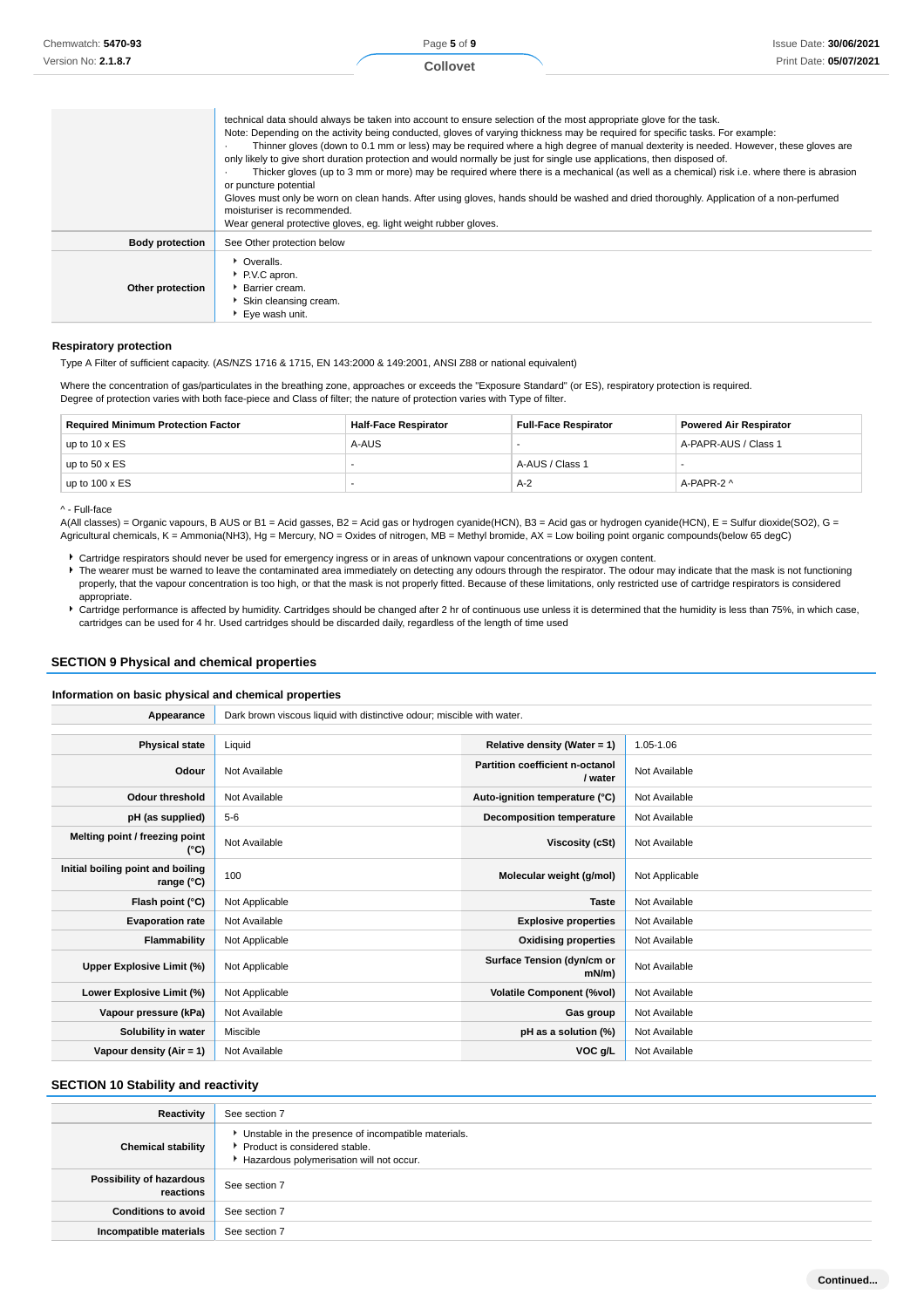|  |  |
|---|---|
|  | technical data should always be taken into account to ensure selection of the most appropriate glove for the task.<br>Note: Depending on the activity being conducted, gloves of varying thickness may be required for specific tasks. For example:<br>· Thinner gloves (down to 0.1 mm or less) may be required where a high degree of manual dexterity is needed. However, these gloves are only likely to give short duration protection and would normally be just for single use applications, then disposed of.<br>· Thicker gloves (up to 3 mm or more) may be required where there is a mechanical (as well as a chemical) risk i.e. where there is abrasion or puncture potential<br>Gloves must only be worn on clean hands. After using gloves, hands should be washed and dried thoroughly. Application of a non-perfumed moisturiser is recommended.<br>Wear general protective gloves, eg. light weight rubber gloves. |
| **Body protection** | See Other protection below |
| **Other protection** | ▸ Overalls.<br>▸ P.V.C apron.<br>▸ Barrier cream.<br>▸ Skin cleansing cream.<br>▸ Eye wash unit. |

### Respiratory protection

Type A Filter of sufficient capacity. (AS/NZS 1716 & 1715, EN 143:2000 & 149:2001, ANSI Z88 or national equivalent)

Where the concentration of gas/particulates in the breathing zone, approaches or exceeds the "Exposure Standard" (or ES), respiratory protection is required.
Degree of protection varies with both face-piece and Class of filter; the nature of protection varies with Type of filter.

| Required Minimum Protection Factor | Half-Face Respirator | Full-Face Respirator | Powered Air Respirator |
|---|---|---|---|
| up to 10 x ES | A-AUS | - | A-PAPR-AUS / Class 1 |
| up to 50 x ES | - | A-AUS / Class 1 | - |
| up to 100 x ES | - | A-2 | A-PAPR-2 ^ |

^ - Full-face
A(All classes) = Organic vapours, B AUS or B1 = Acid gasses, B2 = Acid gas or hydrogen cyanide(HCN), B3 = Acid gas or hydrogen cyanide(HCN), E = Sulfur dioxide(SO2), G = Agricultural chemicals, K = Ammonia(NH3), Hg = Mercury, NO = Oxides of nitrogen, MB = Methyl bromide, AX = Low boiling point organic compounds(below 65 degC)

- Cartridge respirators should never be used for emergency ingress or in areas of unknown vapour concentrations or oxygen content.
- The wearer must be warned to leave the contaminated area immediately on detecting any odours through the respirator. The odour may indicate that the mask is not functioning properly, that the vapour concentration is too high, or that the mask is not properly fitted. Because of these limitations, only restricted use of cartridge respirators is considered appropriate.
- Cartridge performance is affected by humidity. Cartridges should be changed after 2 hr of continuous use unless it is determined that the humidity is less than 75%, in which case, cartridges can be used for 4 hr. Used cartridges should be discarded daily, regardless of the length of time used

## SECTION 9 Physical and chemical properties

### Information on basic physical and chemical properties

| **Appearance** | Dark brown viscous liquid with distinctive odour; miscible with water. | | |
|---|---|---|---|
| **Physical state** | Liquid | **Relative density (Water = 1)** | 1.05-1.06 |
| **Odour** | Not Available | **Partition coefficient n-octanol / water** | Not Available |
| **Odour threshold** | Not Available | **Auto-ignition temperature (°C)** | Not Available |
| **pH (as supplied)** | 5-6 | **Decomposition temperature** | Not Available |
| **Melting point / freezing point (°C)** | Not Available | **Viscosity (cSt)** | Not Available |
| **Initial boiling point and boiling range (°C)** | 100 | **Molecular weight (g/mol)** | Not Applicable |
| **Flash point (°C)** | Not Applicable | **Taste** | Not Available |
| **Evaporation rate** | Not Available | **Explosive properties** | Not Available |
| **Flammability** | Not Applicable | **Oxidising properties** | Not Available |
| **Upper Explosive Limit (%)** | Not Applicable | **Surface Tension (dyn/cm or mN/m)** | Not Available |
| **Lower Explosive Limit (%)** | Not Applicable | **Volatile Component (%vol)** | Not Available |
| **Vapour pressure (kPa)** | Not Available | **Gas group** | Not Available |
| **Solubility in water** | Miscible | **pH as a solution (%)** | Not Available |
| **Vapour density (Air = 1)** | Not Available | **VOC g/L** | Not Available |

## SECTION 10 Stability and reactivity

|  |  |
|---|---|
| **Reactivity** | See section 7 |
| **Chemical stability** | ▸ Unstable in the presence of incompatible materials.<br>▸ Product is considered stable.<br>▸ Hazardous polymerisation will not occur. |
| **Possibility of hazardous reactions** | See section 7 |
| **Conditions to avoid** | See section 7 |
| **Incompatible materials** | See section 7 |

Continued...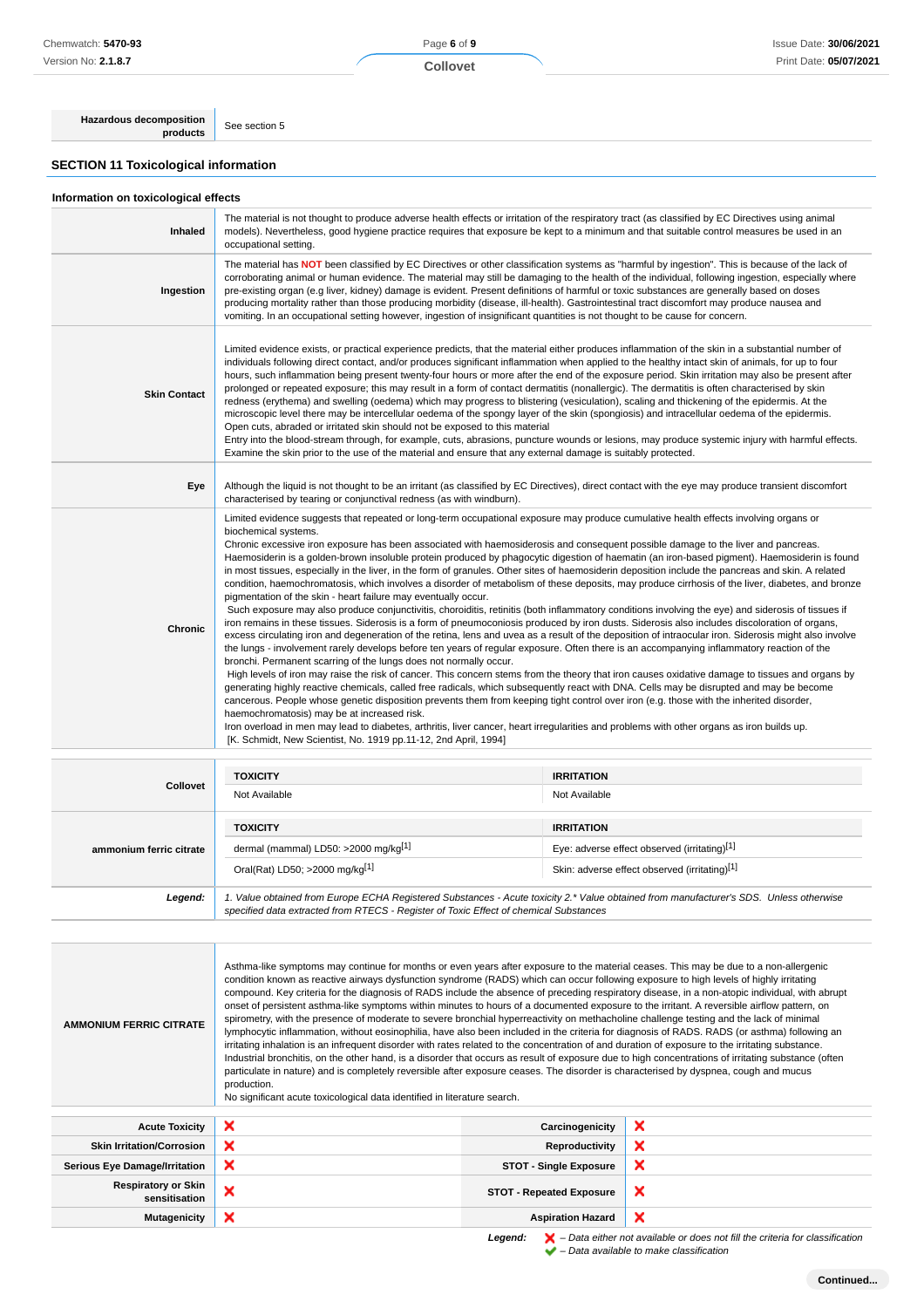| Hazardous decomposition products | See section 5 |
|---|---|

## SECTION 11 Toxicological information

### Information on toxicological effects

| | |
|---|---|
| **Inhaled** | The material is not thought to produce adverse health effects or irritation of the respiratory tract (as classified by EC Directives using animal models). Nevertheless, good hygiene practice requires that exposure be kept to a minimum and that suitable control measures be used in an occupational setting. |
| **Ingestion** | The material has **NOT** been classified by EC Directives or other classification systems as "harmful by ingestion". This is because of the lack of corroborating animal or human evidence. The material may still be damaging to the health of the individual, following ingestion, especially where pre-existing organ (e.g liver, kidney) damage is evident. Present definitions of harmful or toxic substances are generally based on doses producing mortality rather than those producing morbidity (disease, ill-health). Gastrointestinal tract discomfort may produce nausea and vomiting. In an occupational setting however, ingestion of insignificant quantities is not thought to be cause for concern. |
| **Skin Contact** | Limited evidence exists, or practical experience predicts, that the material either produces inflammation of the skin in a substantial number of individuals following direct contact, and/or produces significant inflammation when applied to the healthy intact skin of animals, for up to four hours, such inflammation being present twenty-four hours or more after the end of the exposure period. Skin irritation may also be present after prolonged or repeated exposure; this may result in a form of contact dermatitis (nonallergic). The dermatitis is often characterised by skin redness (erythema) and swelling (oedema) which may progress to blistering (vesiculation), scaling and thickening of the epidermis. At the microscopic level there may be intercellular oedema of the spongy layer of the skin (spongiosis) and intracellular oedema of the epidermis.<br>Open cuts, abraded or irritated skin should not be exposed to this material<br>Entry into the blood-stream through, for example, cuts, abrasions, puncture wounds or lesions, may produce systemic injury with harmful effects. Examine the skin prior to the use of the material and ensure that any external damage is suitably protected. |
| **Eye** | Although the liquid is not thought to be an irritant (as classified by EC Directives), direct contact with the eye may produce transient discomfort characterised by tearing or conjunctival redness (as with windburn). |
| **Chronic** | Limited evidence suggests that repeated or long-term occupational exposure may produce cumulative health effects involving organs or biochemical systems.<br>Chronic excessive iron exposure has been associated with haemosiderosis and consequent possible damage to the liver and pancreas. Haemosiderin is a golden-brown insoluble protein produced by phagocytic digestion of haematin (an iron-based pigment). Haemosiderin is found in most tissues, especially in the liver, in the form of granules. Other sites of haemosiderin deposition include the pancreas and skin. A related condition, haemochromatosis, which involves a disorder of metabolism of these deposits, may produce cirrhosis of the liver, diabetes, and bronze pigmentation of the skin - heart failure may eventually occur.<br>Such exposure may also produce conjunctivitis, choroiditis, retinitis (both inflammatory conditions involving the eye) and siderosis of tissues if iron remains in these tissues. Siderosis is a form of pneumoconiosis produced by iron dusts. Siderosis also includes discoloration of organs, excess circulating iron and degeneration of the retina, lens and uvea as a result of the deposition of intraocular iron. Siderosis might also involve the lungs - involvement rarely develops before ten years of regular exposure. Often there is an accompanying inflammatory reaction of the bronchi. Permanent scarring of the lungs does not normally occur.<br>High levels of iron may raise the risk of cancer. This concern stems from the theory that iron causes oxidative damage to tissues and organs by generating highly reactive chemicals, called free radicals, which subsequently react with DNA. Cells may be disrupted and may be become cancerous. People whose genetic disposition prevents them from keeping tight control over iron (e.g. those with the inherited disorder, haemochromatosis) may be at increased risk.<br>Iron overload in men may lead to diabetes, arthritis, liver cancer, heart irregularities and problems with other organs as iron builds up.<br>[K. Schmidt, New Scientist, No. 1919 pp.11-12, 2nd April, 1994] |

| | TOXICITY | IRRITATION |
|---|---|---|
| **Collovet** | Not Available | Not Available |
| **ammonium ferric citrate** | dermal (mammal) LD50: >2000 mg/kg[1] | Eye: adverse effect observed (irritating)[1] |
| | Oral(Rat) LD50; >2000 mg/kg[1] | Skin: adverse effect observed (irritating)[1] |
| ***Legend:*** | *1. Value obtained from Europe ECHA Registered Substances - Acute toxicity 2.\* Value obtained from manufacturer's SDS. Unless otherwise specified data extracted from RTECS - Register of Toxic Effect of chemical Substances* | |

| | |
|---|---|
| **AMMONIUM FERRIC CITRATE** | Asthma-like symptoms may continue for months or even years after exposure to the material ceases. This may be due to a non-allergenic condition known as reactive airways dysfunction syndrome (RADS) which can occur following exposure to high levels of highly irritating compound. Key criteria for the diagnosis of RADS include the absence of preceding respiratory disease, in a non-atopic individual, with abrupt onset of persistent asthma-like symptoms within minutes to hours of a documented exposure to the irritant. A reversible airflow pattern, on spirometry, with the presence of moderate to severe bronchial hyperreactivity on methacholine challenge testing and the lack of minimal lymphocytic inflammation, without eosinophilia, have also been included in the criteria for diagnosis of RADS. RADS (or asthma) following an irritating inhalation is an infrequent disorder with rates related to the concentration of and duration of exposure to the irritating substance. Industrial bronchitis, on the other hand, is a disorder that occurs as result of exposure due to high concentrations of irritating substance (often particulate in nature) and is completely reversible after exposure ceases. The disorder is characterised by dyspnea, cough and mucus production.<br>No significant acute toxicological data identified in literature search. |

| | | | |
|---|---|---|---|
| **Acute Toxicity** | ✘ | **Carcinogenicity** | ✘ |
| **Skin Irritation/Corrosion** | ✘ | **Reproductivity** | ✘ |
| **Serious Eye Damage/Irritation** | ✘ | **STOT - Single Exposure** | ✘ |
| **Respiratory or Skin sensitisation** | ✘ | **STOT - Repeated Exposure** | ✘ |
| **Mutagenicity** | ✘ | **Aspiration Hazard** | ✘ |

***Legend:*** ✘ *– Data either not available or does not fill the criteria for classification*
✔ *– Data available to make classification*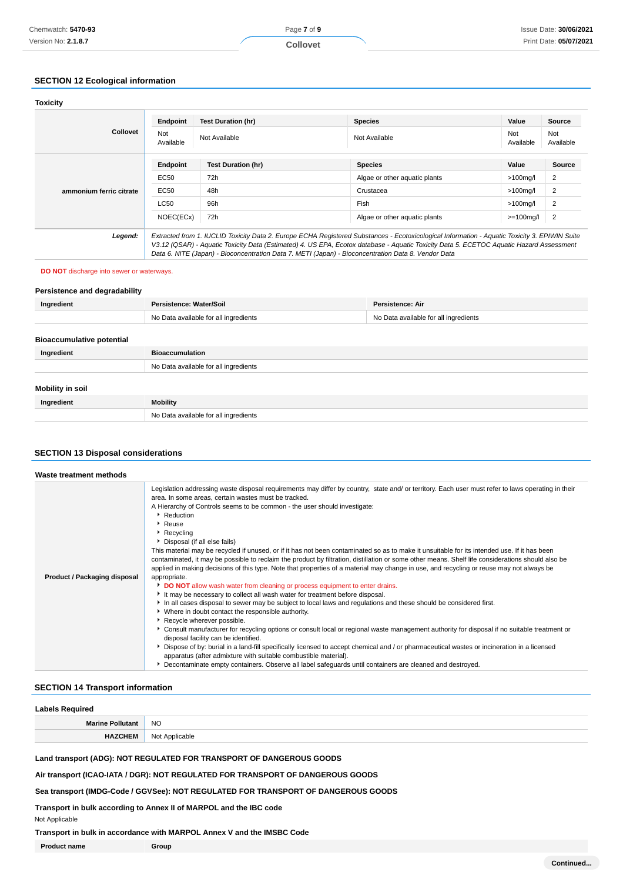## SECTION 12 Ecological information

### Toxicity

| | Endpoint | Test Duration (hr) | Species | Value | Source |
|---|---|---|---|---|---|
| **Collovet** | Not Available | Not Available | Not Available | Not Available | Not Available |
| **ammonium ferric citrate** | **Endpoint** | **Test Duration (hr)** | **Species** | **Value** | **Source** |
| | EC50 | 72h | Algae or other aquatic plants | >100mg/l | 2 |
| | EC50 | 48h | Crustacea | >100mg/l | 2 |
| | LC50 | 96h | Fish | >100mg/l | 2 |
| | NOEC(ECx) | 72h | Algae or other aquatic plants | >=100mg/l | 2 |
| ***Legend:*** | *Extracted from 1. IUCLID Toxicity Data 2. Europe ECHA Registered Substances - Ecotoxicological Information - Aquatic Toxicity 3. EPIWIN Suite V3.12 (QSAR) - Aquatic Toxicity Data (Estimated) 4. US EPA, Ecotox database - Aquatic Toxicity Data 5. ECETOC Aquatic Hazard Assessment Data 6. NITE (Japan) - Bioconcentration Data 7. METI (Japan) - Bioconcentration Data 8. Vendor Data* | | | | |

**DO NOT** discharge into sewer or waterways.

### Persistence and degradability

| Ingredient | Persistence: Water/Soil | Persistence: Air |
|---|---|---|
| | No Data available for all ingredients | No Data available for all ingredients |

### Bioaccumulative potential

| Ingredient | Bioaccumulation |
|---|---|
| | No Data available for all ingredients |

### Mobility in soil

| Ingredient | Mobility |
|---|---|
| | No Data available for all ingredients |

## SECTION 13 Disposal considerations

### Waste treatment methods

**Product / Packaging disposal**

Legislation addressing waste disposal requirements may differ by country, state and/ or territory. Each user must refer to laws operating in their area. In some areas, certain wastes must be tracked.

A Hierarchy of Controls seems to be common - the user should investigate:

- Reduction
- Reuse
- Recycling
- Disposal (if all else fails)

This material may be recycled if unused, or if it has not been contaminated so as to make it unsuitable for its intended use. If it has been contaminated, it may be possible to reclaim the product by filtration, distillation or some other means. Shelf life considerations should also be applied in making decisions of this type. Note that properties of a material may change in use, and recycling or reuse may not always be appropriate.

- **DO NOT** allow wash water from cleaning or process equipment to enter drains.
- It may be necessary to collect all wash water for treatment before disposal.
- In all cases disposal to sewer may be subject to local laws and regulations and these should be considered first.
- Where in doubt contact the responsible authority.
- Recycle wherever possible.
- Consult manufacturer for recycling options or consult local or regional waste management authority for disposal if no suitable treatment or disposal facility can be identified.
- Dispose of by: burial in a land-fill specifically licensed to accept chemical and / or pharmaceutical wastes or incineration in a licensed apparatus (after admixture with suitable combustible material).
- Decontaminate empty containers. Observe all label safeguards until containers are cleaned and destroyed.

## SECTION 14 Transport information

### Labels Required

| | |
|---|---|
| **Marine Pollutant** | NO |
| **HAZCHEM** | Not Applicable |

**Land transport (ADG): NOT REGULATED FOR TRANSPORT OF DANGEROUS GOODS**

**Air transport (ICAO-IATA / DGR): NOT REGULATED FOR TRANSPORT OF DANGEROUS GOODS**

**Sea transport (IMDG-Code / GGVSee): NOT REGULATED FOR TRANSPORT OF DANGEROUS GOODS**

**Transport in bulk according to Annex II of MARPOL and the IBC code**

Not Applicable

**Transport in bulk in accordance with MARPOL Annex V and the IMSBC Code**

| Product name | Group |
|---|---|

Continued...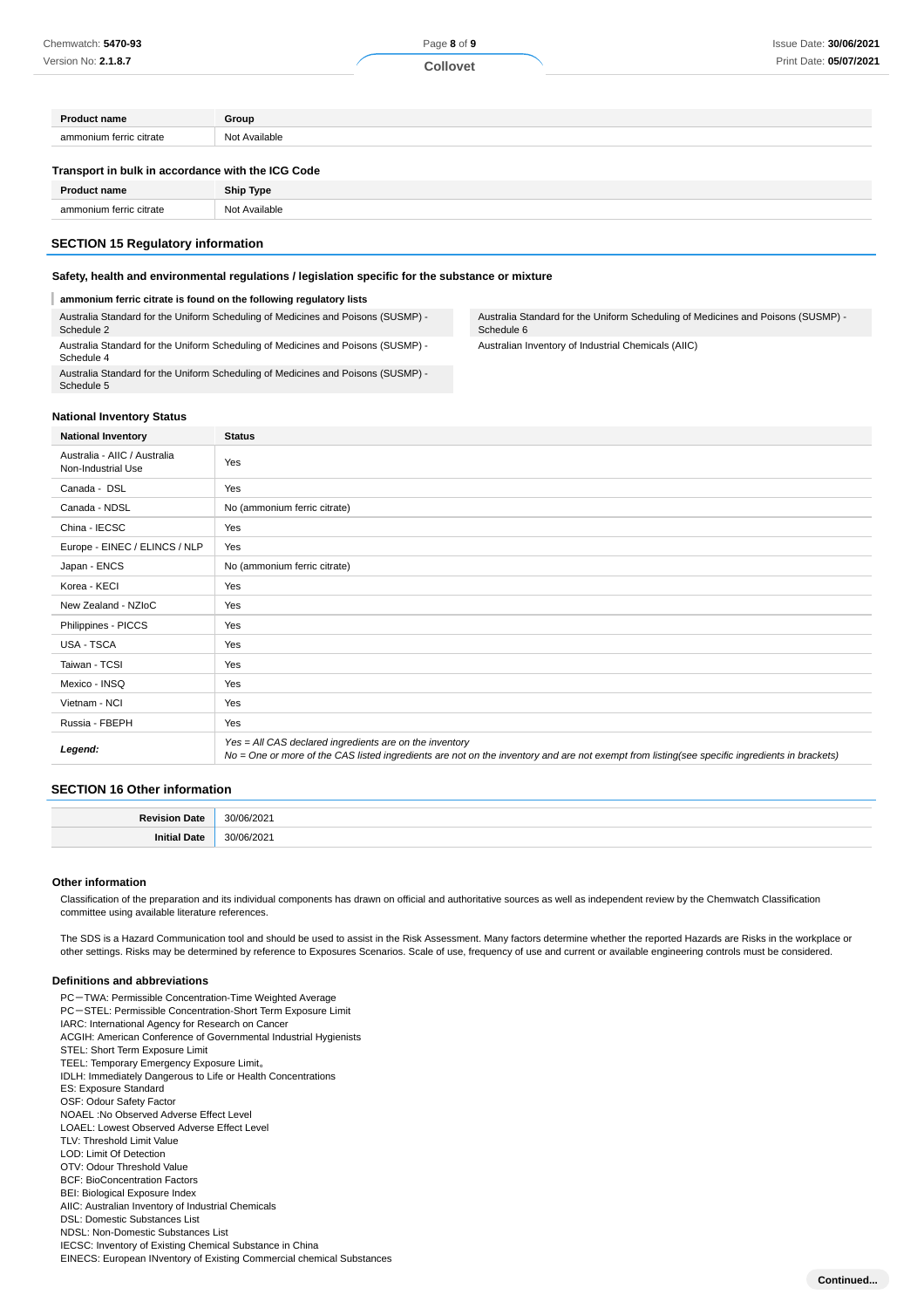| Product name | Group |
| --- | --- |
| ammonium ferric citrate | Not Available |

### Transport in bulk in accordance with the ICG Code

| Product name | Ship Type |
| --- | --- |
| ammonium ferric citrate | Not Available |

## SECTION 15 Regulatory information

### Safety, health and environmental regulations / legislation specific for the substance or mixture

**ammonium ferric citrate is found on the following regulatory lists**

- Australia Standard for the Uniform Scheduling of Medicines and Poisons (SUSMP) - Schedule 2
- Australia Standard for the Uniform Scheduling of Medicines and Poisons (SUSMP) - Schedule 4
- Australia Standard for the Uniform Scheduling of Medicines and Poisons (SUSMP) - Schedule 5
- Australia Standard for the Uniform Scheduling of Medicines and Poisons (SUSMP) - Schedule 6
- Australian Inventory of Industrial Chemicals (AIIC)

### National Inventory Status

| National Inventory | Status |
| --- | --- |
| Australia - AIIC / Australia Non-Industrial Use | Yes |
| Canada - DSL | Yes |
| Canada - NDSL | No (ammonium ferric citrate) |
| China - IECSC | Yes |
| Europe - EINEC / ELINCS / NLP | Yes |
| Japan - ENCS | No (ammonium ferric citrate) |
| Korea - KECI | Yes |
| New Zealand - NZIoC | Yes |
| Philippines - PICCS | Yes |
| USA - TSCA | Yes |
| Taiwan - TCSI | Yes |
| Mexico - INSQ | Yes |
| Vietnam - NCI | Yes |
| Russia - FBEPH | Yes |
| ***Legend:*** | *Yes = All CAS declared ingredients are on the inventory*<br>*No = One or more of the CAS listed ingredients are not on the inventory and are not exempt from listing(see specific ingredients in brackets)* |

## SECTION 16 Other information

| | |
| --- | --- |
| **Revision Date** | 30/06/2021 |
| **Initial Date** | 30/06/2021 |

### Other information

Classification of the preparation and its individual components has drawn on official and authoritative sources as well as independent review by the Chemwatch Classification committee using available literature references.

The SDS is a Hazard Communication tool and should be used to assist in the Risk Assessment. Many factors determine whether the reported Hazards are Risks in the workplace or other settings. Risks may be determined by reference to Exposures Scenarios. Scale of use, frequency of use and current or available engineering controls must be considered.

### Definitions and abbreviations

PC－TWA: Permissible Concentration-Time Weighted Average
PC－STEL: Permissible Concentration-Short Term Exposure Limit
IARC: International Agency for Research on Cancer
ACGIH: American Conference of Governmental Industrial Hygienists
STEL: Short Term Exposure Limit
TEEL: Temporary Emergency Exposure Limit。
IDLH: Immediately Dangerous to Life or Health Concentrations
ES: Exposure Standard
OSF: Odour Safety Factor
NOAEL :No Observed Adverse Effect Level
LOAEL: Lowest Observed Adverse Effect Level
TLV: Threshold Limit Value
LOD: Limit Of Detection
OTV: Odour Threshold Value
BCF: BioConcentration Factors
BEI: Biological Exposure Index
AIIC: Australian Inventory of Industrial Chemicals
DSL: Domestic Substances List
NDSL: Non-Domestic Substances List
IECSC: Inventory of Existing Chemical Substance in China
EINECS: European INventory of Existing Commercial chemical Substances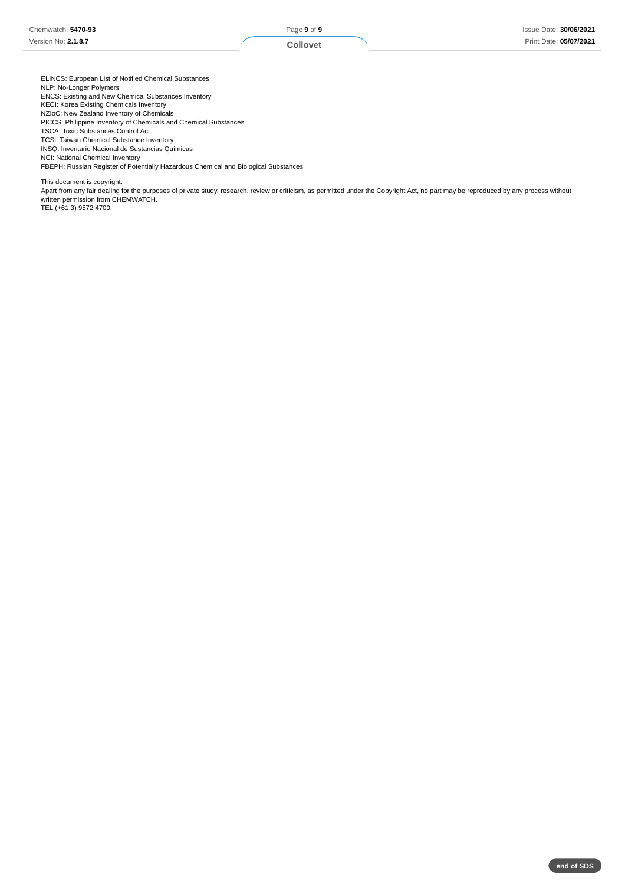ELINCS: European List of Notified Chemical Substances
NLP: No-Longer Polymers
ENCS: Existing and New Chemical Substances Inventory
KECI: Korea Existing Chemicals Inventory
NZIoC: New Zealand Inventory of Chemicals
PICCS: Philippine Inventory of Chemicals and Chemical Substances
TSCA: Toxic Substances Control Act
TCSI: Taiwan Chemical Substance Inventory
INSQ: Inventario Nacional de Sustancias Químicas
NCI: National Chemical Inventory
FBEPH: Russian Register of Potentially Hazardous Chemical and Biological Substances

This document is copyright.
Apart from any fair dealing for the purposes of private study, research, review or criticism, as permitted under the Copyright Act, no part may be reproduced by any process without written permission from CHEMWATCH.
TEL (+61 3) 9572 4700.

**end of SDS**